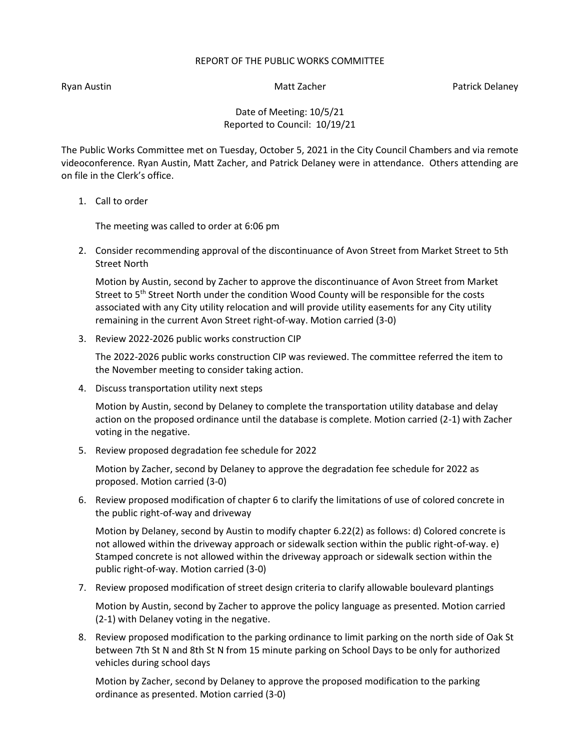# REPORT OF THE PUBLIC WORKS COMMITTEE

Ryan Austin Matt Zacher Patrick Delaney

Date of Meeting: 10/5/21
Reported to Council: 10/19/21

The Public Works Committee met on Tuesday, October 5, 2021 in the City Council Chambers and via remote videoconference. Ryan Austin, Matt Zacher, and Patrick Delaney were in attendance. Others attending are on file in the Clerk's office.

1. Call to order

   The meeting was called to order at 6:06 pm

2. Consider recommending approval of the discontinuance of Avon Street from Market Street to 5th Street North

   Motion by Austin, second by Zacher to approve the discontinuance of Avon Street from Market Street to 5th Street North under the condition Wood County will be responsible for the costs associated with any City utility relocation and will provide utility easements for any City utility remaining in the current Avon Street right-of-way. Motion carried (3-0)

3. Review 2022-2026 public works construction CIP

   The 2022-2026 public works construction CIP was reviewed. The committee referred the item to the November meeting to consider taking action.

4. Discuss transportation utility next steps

   Motion by Austin, second by Delaney to complete the transportation utility database and delay action on the proposed ordinance until the database is complete. Motion carried (2-1) with Zacher voting in the negative.

5. Review proposed degradation fee schedule for 2022

   Motion by Zacher, second by Delaney to approve the degradation fee schedule for 2022 as proposed. Motion carried (3-0)

6. Review proposed modification of chapter 6 to clarify the limitations of use of colored concrete in the public right-of-way and driveway

   Motion by Delaney, second by Austin to modify chapter 6.22(2) as follows: d) Colored concrete is not allowed within the driveway approach or sidewalk section within the public right-of-way. e) Stamped concrete is not allowed within the driveway approach or sidewalk section within the public right-of-way. Motion carried (3-0)

7. Review proposed modification of street design criteria to clarify allowable boulevard plantings

   Motion by Austin, second by Zacher to approve the policy language as presented. Motion carried (2-1) with Delaney voting in the negative.

8. Review proposed modification to the parking ordinance to limit parking on the north side of Oak St between 7th St N and 8th St N from 15 minute parking on School Days to be only for authorized vehicles during school days

   Motion by Zacher, second by Delaney to approve the proposed modification to the parking ordinance as presented. Motion carried (3-0)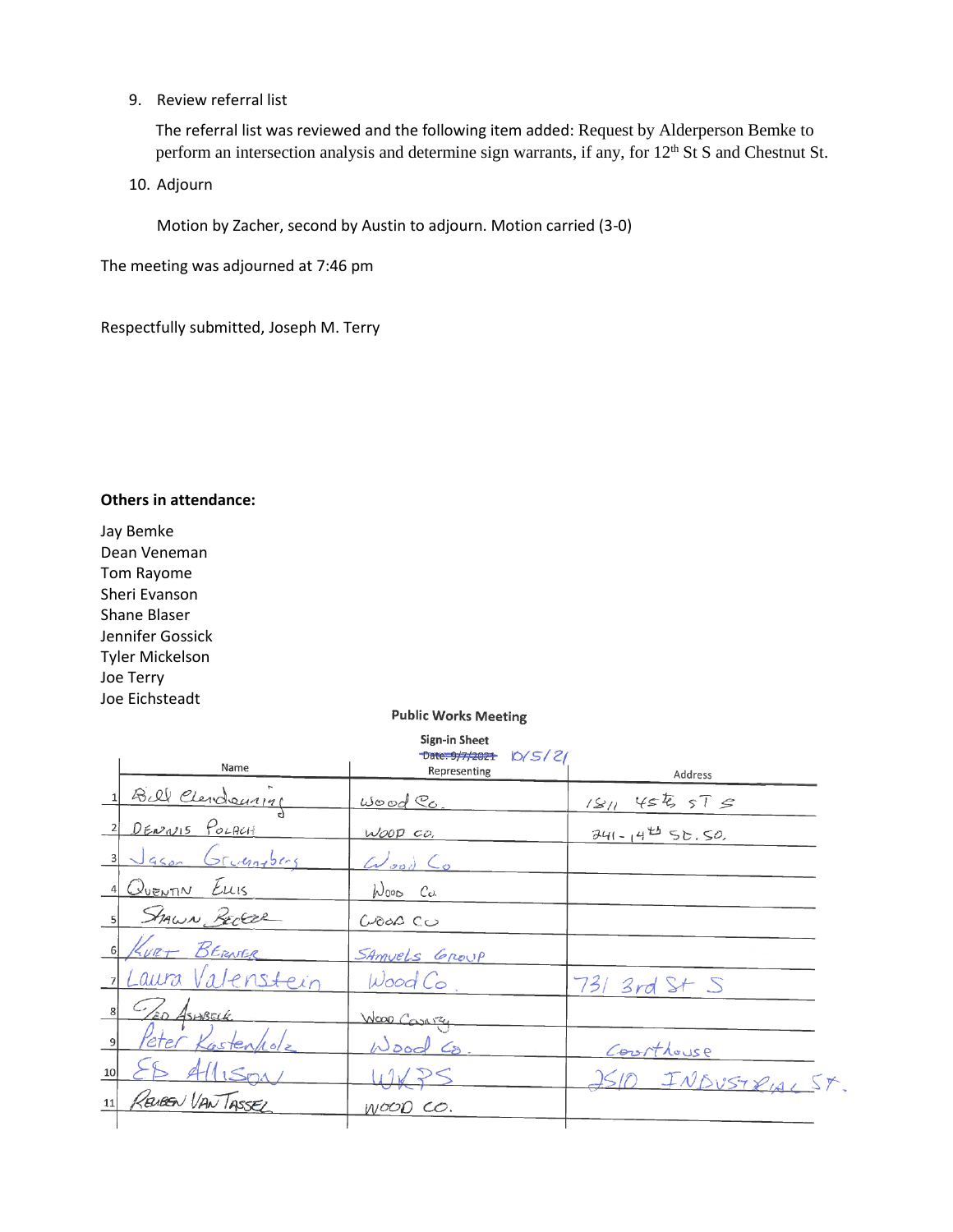9. Review referral list

   The referral list was reviewed and the following item added: Request by Alderperson Bemke to perform an intersection analysis and determine sign warrants, if any, for 12th St S and Chestnut St.

10. Adjourn

    Motion by Zacher, second by Austin to adjourn. Motion carried (3-0)

The meeting was adjourned at 7:46 pm

Respectfully submitted, Joseph M. Terry

**Others in attendance:**

Jay Bemke
Dean Veneman
Tom Rayome
Sheri Evanson
Shane Blaser
Jennifer Gossick
Tyler Mickelson
Joe Terry
Joe Eichsteadt

**Public Works Meeting**

**Sign-in Sheet**

~~Date: 9/7/2021~~ 10/5/21

| | Name | Representing | Address |
|---|---|---|---|
| 1 | Bill Clendenning | Wood Co. | 1811 45th St S |
| 2 | Dennis Polach | Wood Co. | 241-14th St. So. |
| 3 | Jason Grueneberg | Wood Co | |
| 4 | Quentin Ellis | Wood Co. | |
| 5 | Shawn Becker | Wood Co | |
| 6 | Kurt Berner | Samuels Group | |
| 7 | Laura Valenstein | Wood Co. | 731 3rd St S |
| 8 | Ted Ashbeck | Wood County | |
| 9 | Peter Kastenholz | Wood Co. | Courthouse |
| 10 | Ed Allison | WKPS | 2510 Industrial St. |
| 11 | Reuben Van Tassel | Wood Co. | |